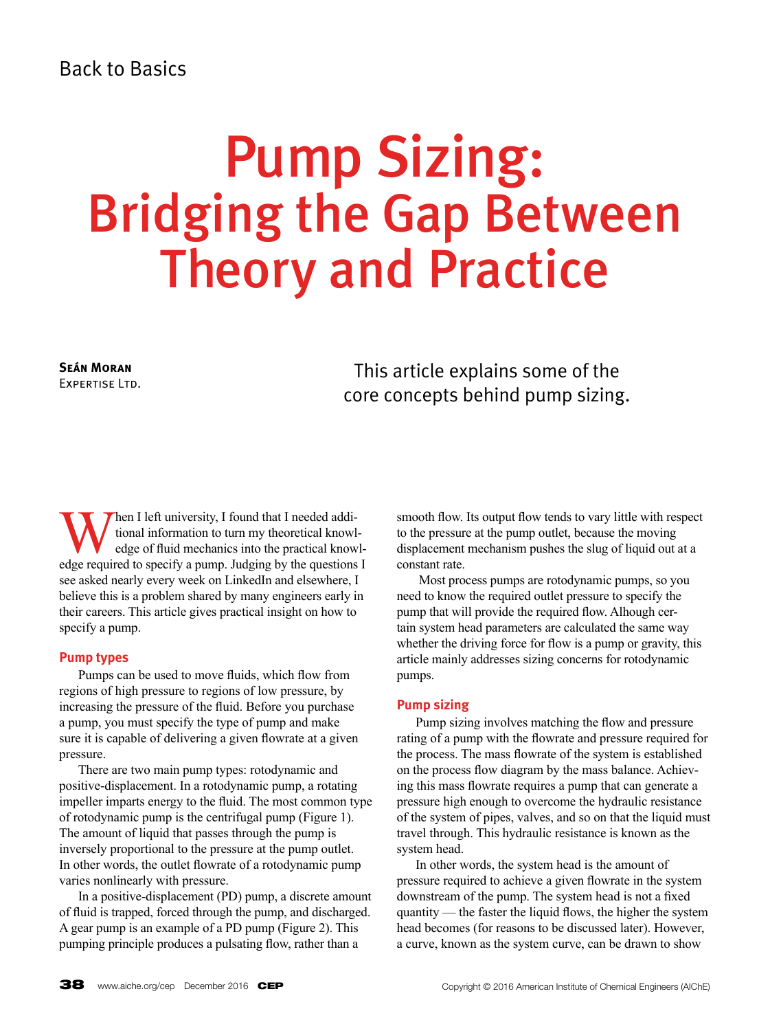Back to Basics

# Pump Sizing: Bridging the Gap Between Theory and Practice

**Seán Moran**
Expertise Ltd.

This article explains some of the core concepts behind pump sizing.

When I left university, I found that I needed additional information to turn my theoretical knowledge of fluid mechanics into the practical knowledge required to specify a pump. Judging by the questions I see asked nearly every week on LinkedIn and elsewhere, I believe this is a problem shared by many engineers early in their careers. This article gives practical insight on how to specify a pump.

## Pump types

Pumps can be used to move fluids, which flow from regions of high pressure to regions of low pressure, by increasing the pressure of the fluid. Before you purchase a pump, you must specify the type of pump and make sure it is capable of delivering a given flowrate at a given pressure.

There are two main pump types: rotodynamic and positive-displacement. In a rotodynamic pump, a rotating impeller imparts energy to the fluid. The most common type of rotodynamic pump is the centrifugal pump (Figure 1). The amount of liquid that passes through the pump is inversely proportional to the pressure at the pump outlet. In other words, the outlet flowrate of a rotodynamic pump varies nonlinearly with pressure.

In a positive-displacement (PD) pump, a discrete amount of fluid is trapped, forced through the pump, and discharged. A gear pump is an example of a PD pump (Figure 2). This pumping principle produces a pulsating flow, rather than a smooth flow. Its output flow tends to vary little with respect to the pressure at the pump outlet, because the moving displacement mechanism pushes the slug of liquid out at a constant rate.

Most process pumps are rotodynamic pumps, so you need to know the required outlet pressure to specify the pump that will provide the required flow. Alhough certain system head parameters are calculated the same way whether the driving force for flow is a pump or gravity, this article mainly addresses sizing concerns for rotodynamic pumps.

## Pump sizing

Pump sizing involves matching the flow and pressure rating of a pump with the flowrate and pressure required for the process. The mass flowrate of the system is established on the process flow diagram by the mass balance. Achieving this mass flowrate requires a pump that can generate a pressure high enough to overcome the hydraulic resistance of the system of pipes, valves, and so on that the liquid must travel through. This hydraulic resistance is known as the system head.

In other words, the system head is the amount of pressure required to achieve a given flowrate in the system downstream of the pump. The system head is not a fixed quantity — the faster the liquid flows, the higher the system head becomes (for reasons to be discussed later). However, a curve, known as the system curve, can be drawn to show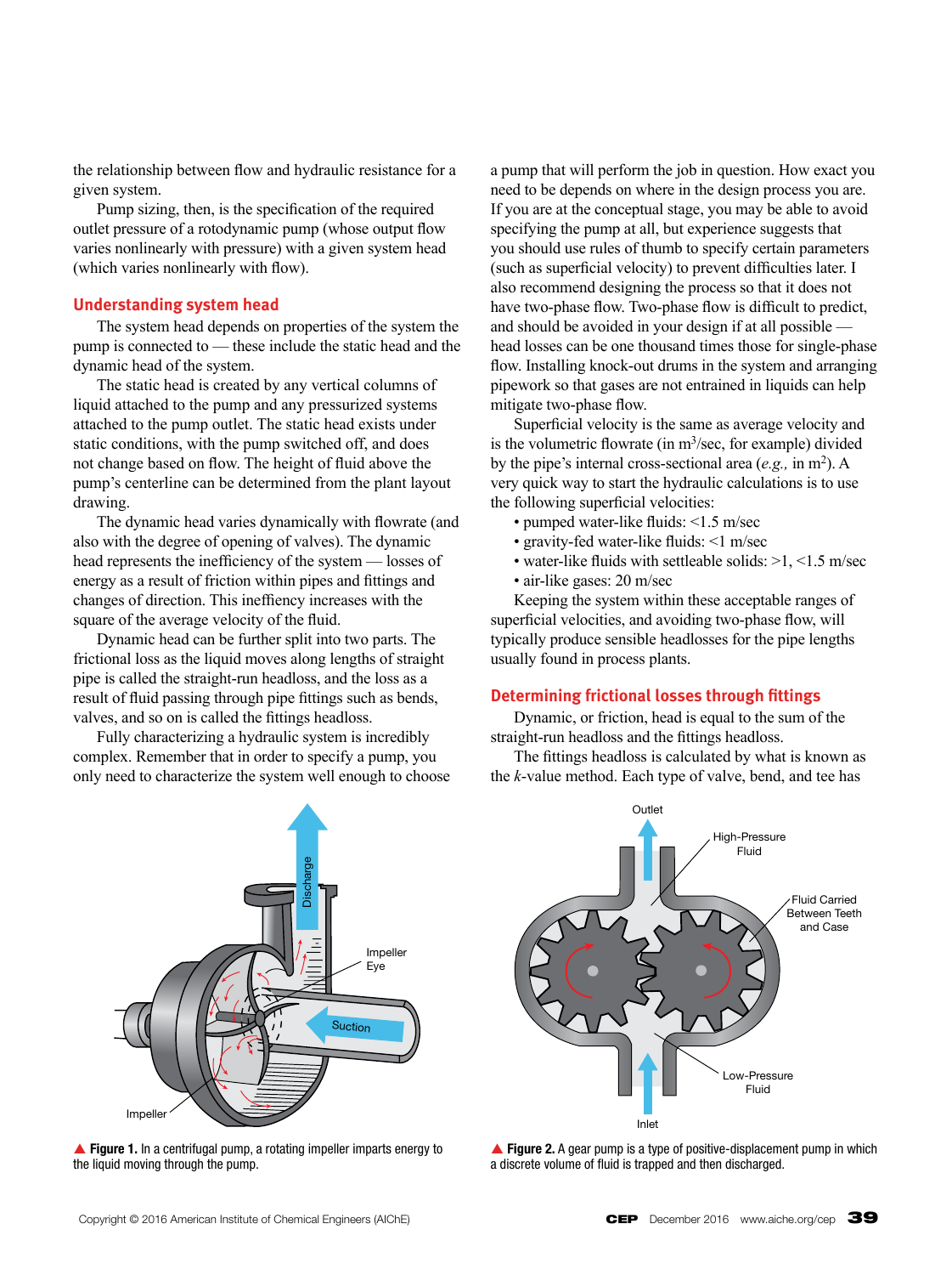the relationship between flow and hydraulic resistance for a given system.

Pump sizing, then, is the specification of the required outlet pressure of a rotodynamic pump (whose output flow varies nonlinearly with pressure) with a given system head (which varies nonlinearly with flow).

## Understanding system head

The system head depends on properties of the system the pump is connected to — these include the static head and the dynamic head of the system.

The static head is created by any vertical columns of liquid attached to the pump and any pressurized systems attached to the pump outlet. The static head exists under static conditions, with the pump switched off, and does not change based on flow. The height of fluid above the pump's centerline can be determined from the plant layout drawing.

The dynamic head varies dynamically with flowrate (and also with the degree of opening of valves). The dynamic head represents the inefficiency of the system — losses of energy as a result of friction within pipes and fittings and changes of direction. This inefficiency increases with the square of the average velocity of the fluid.

Dynamic head can be further split into two parts. The frictional loss as the liquid moves along lengths of straight pipe is called the straight-run headloss, and the loss as a result of fluid passing through pipe fittings such as bends, valves, and so on is called the fittings headloss.

Fully characterizing a hydraulic system is incredibly complex. Remember that in order to specify a pump, you only need to characterize the system well enough to choose a pump that will perform the job in question. How exact you need to be depends on where in the design process you are. If you are at the conceptual stage, you may be able to avoid specifying the pump at all, but experience suggests that you should use rules of thumb to specify certain parameters (such as superficial velocity) to prevent difficulties later. I also recommend designing the process so that it does not have two-phase flow. Two-phase flow is difficult to predict, and should be avoided in your design if at all possible — head losses can be one thousand times those for single-phase flow. Installing knock-out drums in the system and arranging pipework so that gases are not entrained in liquids can help mitigate two-phase flow.

Superficial velocity is the same as average velocity and is the volumetric flowrate (in $m^3$/sec, for example) divided by the pipe's internal cross-sectional area (*e.g.,* in $m^2$). A very quick way to start the hydraulic calculations is to use the following superficial velocities:

- pumped water-like fluids: <1.5 m/sec
- gravity-fed water-like fluids: <1 m/sec
- water-like fluids with settleable solids: >1, <1.5 m/sec
- air-like gases: 20 m/sec

Keeping the system within these acceptable ranges of superficial velocities, and avoiding two-phase flow, will typically produce sensible headlosses for the pipe lengths usually found in process plants.

## Determining frictional losses through fittings

Dynamic, or friction, head is equal to the sum of the straight-run headloss and the fittings headloss.

The fittings headloss is calculated by what is known as the *k*-value method. Each type of valve, bend, and tee has

▲ **Figure 1.** In a centrifugal pump, a rotating impeller imparts energy to the liquid moving through the pump.

▲ **Figure 2.** A gear pump is a type of positive-displacement pump in which a discrete volume of fluid is trapped and then discharged.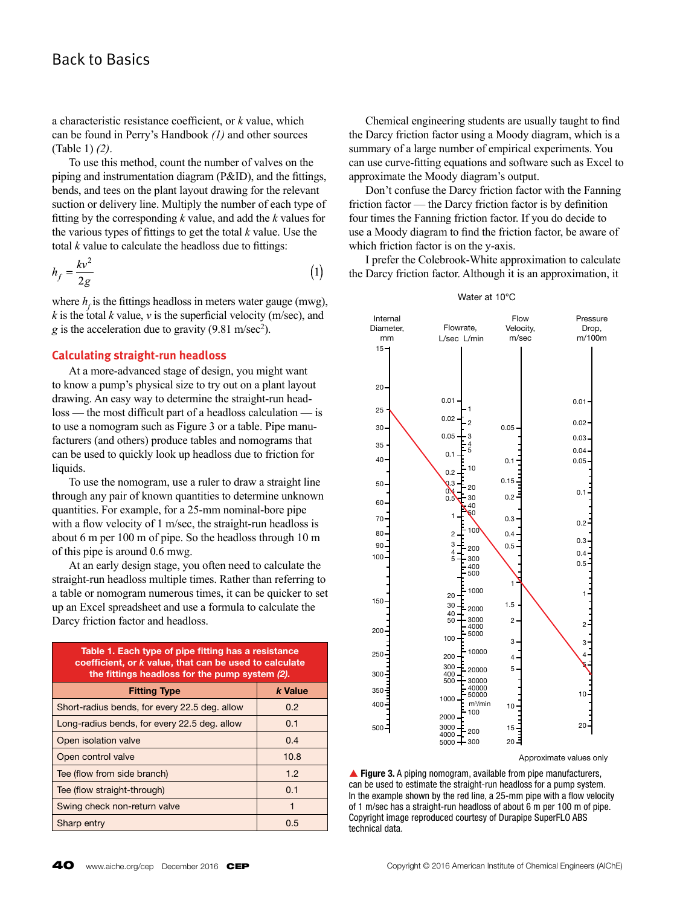a characteristic resistance coefficient, or $k$ value, which can be found in Perry's Handbook *(1)* and other sources (Table 1) *(2)*.

To use this method, count the number of valves on the piping and instrumentation diagram (P&ID), and the fittings, bends, and tees on the plant layout drawing for the relevant suction or delivery line. Multiply the number of each type of fitting by the corresponding $k$ value, and add the $k$ values for the various types of fittings to get the total $k$ value. Use the total $k$ value to calculate the headloss due to fittings:

$$h_f = \frac{kv^2}{2g} \tag{1}$$

where $h_f$ is the fittings headloss in meters water gauge (mwg), $k$ is the total $k$ value, $v$ is the superficial velocity (m/sec), and $g$ is the acceleration due to gravity (9.81 m/sec$^2$).

## Calculating straight-run headloss

At a more-advanced stage of design, you might want to know a pump's physical size to try out on a plant layout drawing. An easy way to determine the straight-run headloss — the most difficult part of a headloss calculation — is to use a nomogram such as Figure 3 or a table. Pipe manufacturers (and others) produce tables and nomograms that can be used to quickly look up headloss due to friction for liquids.

To use the nomogram, use a ruler to draw a straight line through any pair of known quantities to determine unknown quantities. For example, for a 25-mm nominal-bore pipe with a flow velocity of 1 m/sec, the straight-run headloss is about 6 m per 100 m of pipe. So the headloss through 10 m of this pipe is around 0.6 mwg.

At an early design stage, you often need to calculate the straight-run headloss multiple times. Rather than referring to a table or nomogram numerous times, it can be quicker to set up an Excel spreadsheet and use a formula to calculate the Darcy friction factor and headloss.

**Table 1. Each type of pipe fitting has a resistance coefficient, or $k$ value, that can be used to calculate the fittings headloss for the pump system *(2)*.**

| Fitting Type | $k$ Value |
|---|---|
| Short-radius bends, for every 22.5 deg. allow | 0.2 |
| Long-radius bends, for every 22.5 deg. allow | 0.1 |
| Open isolation valve | 0.4 |
| Open control valve | 10.8 |
| Tee (flow from side branch) | 1.2 |
| Tee (flow straight-through) | 0.1 |
| Swing check non-return valve | 1 |
| Sharp entry | 0.5 |

Chemical engineering students are usually taught to find the Darcy friction factor using a Moody diagram, which is a summary of a large number of empirical experiments. You can use curve-fitting equations and software such as Excel to approximate the Moody diagram's output.

Don't confuse the Darcy friction factor with the Fanning friction factor — the Darcy friction factor is by definition four times the Fanning friction factor. If you do decide to use a Moody diagram to find the friction factor, be aware of which friction factor is on the y-axis.

I prefer the Colebrook-White approximation to calculate the Darcy friction factor. Although it is an approximation, it

**Figure 3.** A piping nomogram, available from pipe manufacturers, can be used to estimate the straight-run headloss for a pump system. In the example shown by the red line, a 25-mm pipe with a flow velocity of 1 m/sec has a straight-run headloss of about 6 m per 100 m of pipe. Copyright image reproduced courtesy of Durapipe SuperFLO ABS technical data.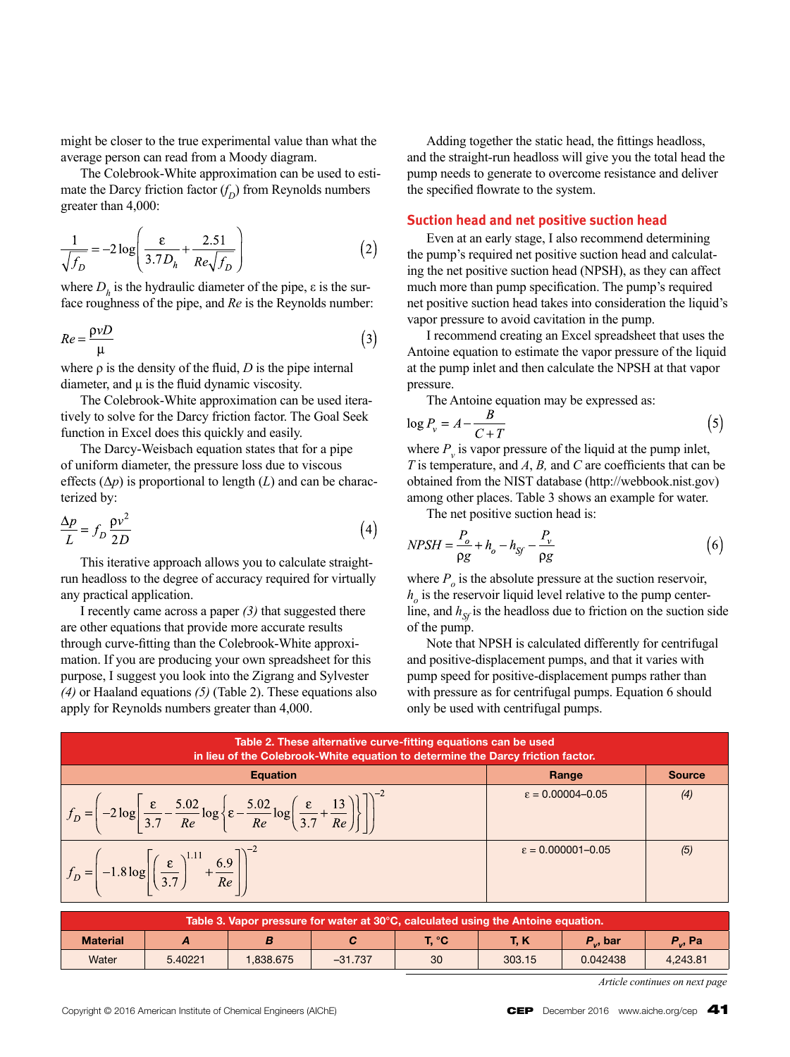might be closer to the true experimental value than what the average person can read from a Moody diagram.

The Colebrook-White approximation can be used to estimate the Darcy friction factor ($f_D$) from Reynolds numbers greater than 4,000:

$$\frac{1}{\sqrt{f_D}} = -2\log\left(\frac{\varepsilon}{3.7D_h} + \frac{2.51}{Re\sqrt{f_D}}\right) \tag{2}$$

where $D_h$ is the hydraulic diameter of the pipe, $\varepsilon$ is the surface roughness of the pipe, and $Re$ is the Reynolds number:

$$Re = \frac{\rho v D}{\mu} \tag{3}$$

where $\rho$ is the density of the fluid, $D$ is the pipe internal diameter, and $\mu$ is the fluid dynamic viscosity.

The Colebrook-White approximation can be used iteratively to solve for the Darcy friction factor. The Goal Seek function in Excel does this quickly and easily.

The Darcy-Weisbach equation states that for a pipe of uniform diameter, the pressure loss due to viscous effects ($\Delta p$) is proportional to length ($L$) and can be characterized by:

$$\frac{\Delta p}{L} = f_D \frac{\rho v^2}{2D} \tag{4}$$

This iterative approach allows you to calculate straight-run headloss to the degree of accuracy required for virtually any practical application.

I recently came across a paper *(3)* that suggested there are other equations that provide more accurate results through curve-fitting than the Colebrook-White approximation. If you are producing your own spreadsheet for this purpose, I suggest you look into the Zigrang and Sylvester *(4)* or Haaland equations *(5)* (Table 2). These equations also apply for Reynolds numbers greater than 4,000.

Adding together the static head, the fittings headloss, and the straight-run headloss will give you the total head the pump needs to generate to overcome resistance and deliver the specified flowrate to the system.

## Suction head and net positive suction head

Even at an early stage, I also recommend determining the pump's required net positive suction head and calculating the net positive suction head (NPSH), as they can affect much more than pump specification. The pump's required net positive suction head takes into consideration the liquid's vapor pressure to avoid cavitation in the pump.

I recommend creating an Excel spreadsheet that uses the Antoine equation to estimate the vapor pressure of the liquid at the pump inlet and then calculate the NPSH at that vapor pressure.

The Antoine equation may be expressed as:

$$\log P_v = A - \frac{B}{C + T} \tag{5}$$

where $P_v$ is vapor pressure of the liquid at the pump inlet, $T$ is temperature, and $A$, $B$, and $C$ are coefficients that can be obtained from the NIST database (http://webbook.nist.gov) among other places. Table 3 shows an example for water.

The net positive suction head is:

$$NPSH = \frac{P_o}{\rho g} + h_o - h_{Sf} - \frac{P_v}{\rho g} \tag{6}$$

where $P_o$ is the absolute pressure at the suction reservoir, $h_o$ is the reservoir liquid level relative to the pump centerline, and $h_{Sf}$ is the headloss due to friction on the suction side of the pump.

Note that NPSH is calculated differently for centrifugal and positive-displacement pumps, and that it varies with pump speed for positive-displacement pumps rather than with pressure as for centrifugal pumps. Equation 6 should only be used with centrifugal pumps.

**Table 2. These alternative curve-fitting equations can be used in lieu of the Colebrook-White equation to determine the Darcy friction factor.**

| Equation | Range | Source |
|---|---|---|
| $f_D = \left(-2\log\left[\frac{\varepsilon}{3.7} - \frac{5.02}{Re}\log\left\{\varepsilon - \frac{5.02}{Re}\log\left(\frac{\varepsilon}{3.7} + \frac{13}{Re}\right)\right\}\right]\right)^{-2}$ | $\varepsilon$ = 0.00004–0.05 | *(4)* |
| $f_D = \left(-1.8\log\left[\left(\frac{\varepsilon}{3.7}\right)^{1.11} + \frac{6.9}{Re}\right]\right)^{-2}$ | $\varepsilon$ = 0.000001–0.05 | *(5)* |

**Table 3. Vapor pressure for water at 30°C, calculated using the Antoine equation.**

| Material | *A* | *B* | *C* | T, °C | T, K | $P_v$, bar | $P_v$, Pa |
|---|---|---|---|---|---|---|---|
| Water | 5.40221 | 1,838.675 | –31.737 | 30 | 303.15 | 0.042438 | 4,243.81 |

*Article continues on next page*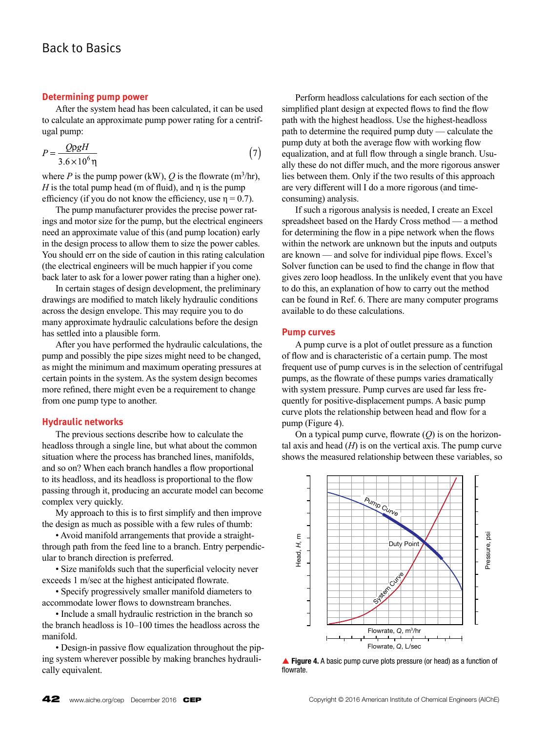## Determining pump power

After the system head has been calculated, it can be used to calculate an approximate pump power rating for a centrifugal pump:

$$P = \frac{Q\rho g H}{3.6 \times 10^6 \eta} \tag{7}$$

where $P$ is the pump power (kW), $Q$ is the flowrate (m$^3$/hr), $H$ is the total pump head (m of fluid), and $\eta$ is the pump efficiency (if you do not know the efficiency, use $\eta = 0.7$).

The pump manufacturer provides the precise power ratings and motor size for the pump, but the electrical engineers need an approximate value of this (and pump location) early in the design process to allow them to size the power cables. You should err on the side of caution in this rating calculation (the electrical engineers will be much happier if you come back later to ask for a lower power rating than a higher one).

In certain stages of design development, the preliminary drawings are modified to match likely hydraulic conditions across the design envelope. This may require you to do many approximate hydraulic calculations before the design has settled into a plausible form.

After you have performed the hydraulic calculations, the pump and possibly the pipe sizes might need to be changed, as might the minimum and maximum operating pressures at certain points in the system. As the system design becomes more refined, there might even be a requirement to change from one pump type to another.

## Hydraulic networks

The previous sections describe how to calculate the headloss through a single line, but what about the common situation where the process has branched lines, manifolds, and so on? When each branch handles a flow proportional to its headloss, and its headloss is proportional to the flow passing through it, producing an accurate model can become complex very quickly.

My approach to this is to first simplify and then improve the design as much as possible with a few rules of thumb:

- Avoid manifold arrangements that provide a straight-through path from the feed line to a branch. Entry perpendicular to branch direction is preferred.
- Size manifolds such that the superficial velocity never exceeds 1 m/sec at the highest anticipated flowrate.
- Specify progressively smaller manifold diameters to accommodate lower flows to downstream branches.
- Include a small hydraulic restriction in the branch so the branch headloss is 10–100 times the headloss across the manifold.
- Design-in passive flow equalization throughout the piping system wherever possible by making branches hydraulically equivalent.

Perform headloss calculations for each section of the simplified plant design at expected flows to find the flow path with the highest headloss. Use the highest-headloss path to determine the required pump duty — calculate the pump duty at both the average flow with working flow equalization, and at full flow through a single branch. Usually these do not differ much, and the more rigorous answer lies between them. Only if the two results of this approach are very different will I do a more rigorous (and time-consuming) analysis.

If such a rigorous analysis is needed, I create an Excel spreadsheet based on the Hardy Cross method — a method for determining the flow in a pipe network when the flows within the network are unknown but the inputs and outputs are known — and solve for individual pipe flows. Excel's Solver function can be used to find the change in flow that gives zero loop headloss. In the unlikely event that you have to do this, an explanation of how to carry out the method can be found in Ref. 6. There are many computer programs available to do these calculations.

## Pump curves

A pump curve is a plot of outlet pressure as a function of flow and is characteristic of a certain pump. The most frequent use of pump curves is in the selection of centrifugal pumps, as the flowrate of these pumps varies dramatically with system pressure. Pump curves are used far less frequently for positive-displacement pumps. A basic pump curve plots the relationship between head and flow for a pump (Figure 4).

On a typical pump curve, flowrate ($Q$) is on the horizontal axis and head ($H$) is on the vertical axis. The pump curve shows the measured relationship between these variables, so

▲ **Figure 4.** A basic pump curve plots pressure (or head) as a function of flowrate.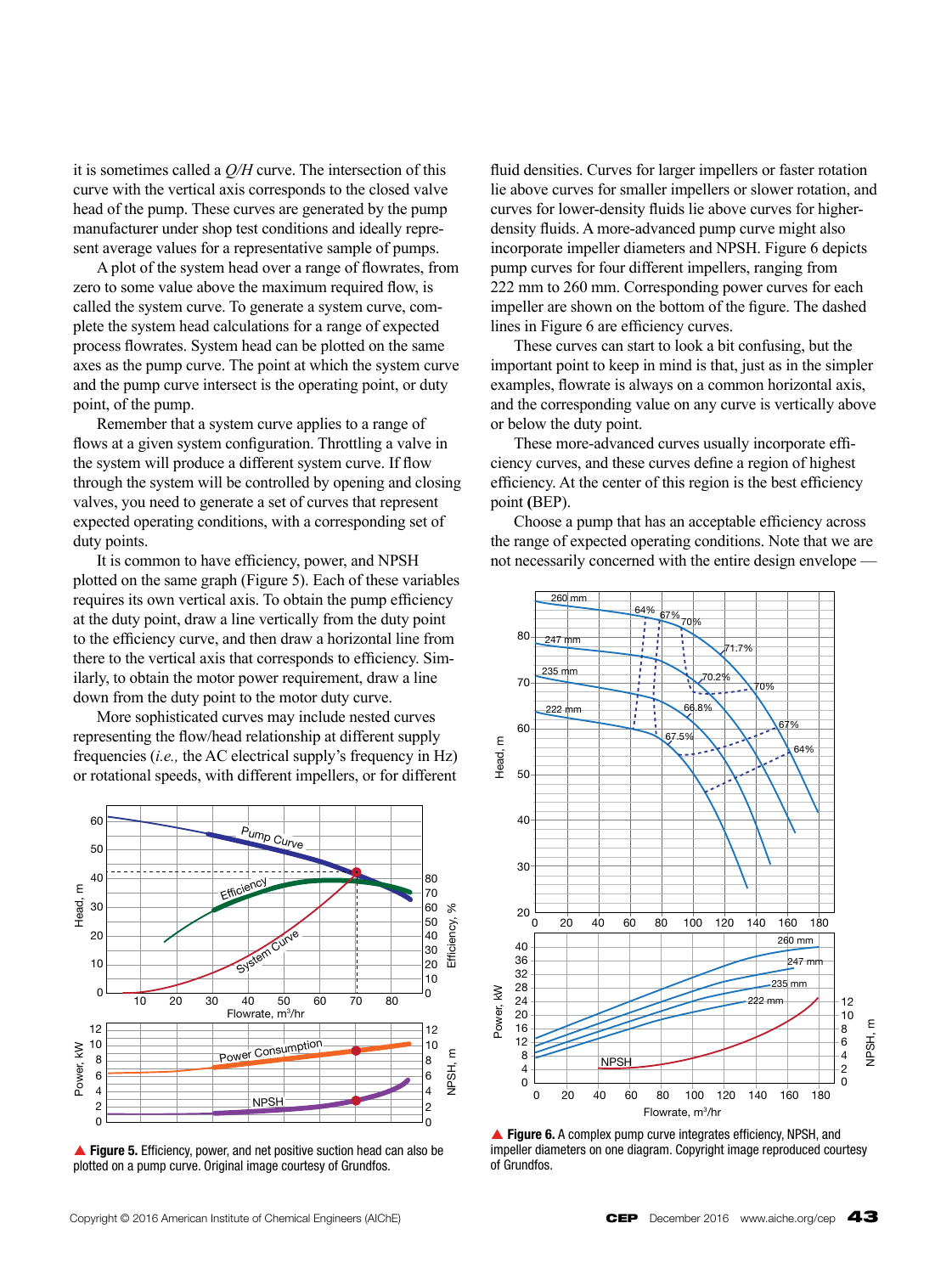it is sometimes called a *Q/H* curve. The intersection of this curve with the vertical axis corresponds to the closed valve head of the pump. These curves are generated by the pump manufacturer under shop test conditions and ideally represent average values for a representative sample of pumps.

A plot of the system head over a range of flowrates, from zero to some value above the maximum required flow, is called the system curve. To generate a system curve, complete the system head calculations for a range of expected process flowrates. System head can be plotted on the same axes as the pump curve. The point at which the system curve and the pump curve intersect is the operating point, or duty point, of the pump.

Remember that a system curve applies to a range of flows at a given system configuration. Throttling a valve in the system will produce a different system curve. If flow through the system will be controlled by opening and closing valves, you need to generate a set of curves that represent expected operating conditions, with a corresponding set of duty points.

It is common to have efficiency, power, and NPSH plotted on the same graph (Figure 5). Each of these variables requires its own vertical axis. To obtain the pump efficiency at the duty point, draw a line vertically from the duty point to the efficiency curve, and then draw a horizontal line from there to the vertical axis that corresponds to efficiency. Similarly, to obtain the motor power requirement, draw a line down from the duty point to the motor duty curve.

More sophisticated curves may include nested curves representing the flow/head relationship at different supply frequencies (*i.e.,* the AC electrical supply's frequency in Hz) or rotational speeds, with different impellers, or for different fluid densities. Curves for larger impellers or faster rotation lie above curves for smaller impellers or slower rotation, and curves for lower-density fluids lie above curves for higher-density fluids. A more-advanced pump curve might also incorporate impeller diameters and NPSH. Figure 6 depicts pump curves for four different impellers, ranging from 222 mm to 260 mm. Corresponding power curves for each impeller are shown on the bottom of the figure. The dashed lines in Figure 6 are efficiency curves.

These curves can start to look a bit confusing, but the important point to keep in mind is that, just as in the simpler examples, flowrate is always on a common horizontal axis, and the corresponding value on any curve is vertically above or below the duty point.

These more-advanced curves usually incorporate efficiency curves, and these curves define a region of highest efficiency. At the center of this region is the best efficiency point **(**BEP).

Choose a pump that has an acceptable efficiency across the range of expected operating conditions. Note that we are not necessarily concerned with the entire design envelope —

▲ **Figure 5.** Efficiency, power, and net positive suction head can also be plotted on a pump curve. Original image courtesy of Grundfos.

▲ **Figure 6.** A complex pump curve integrates efficiency, NPSH, and impeller diameters on one diagram. Copyright image reproduced courtesy of Grundfos.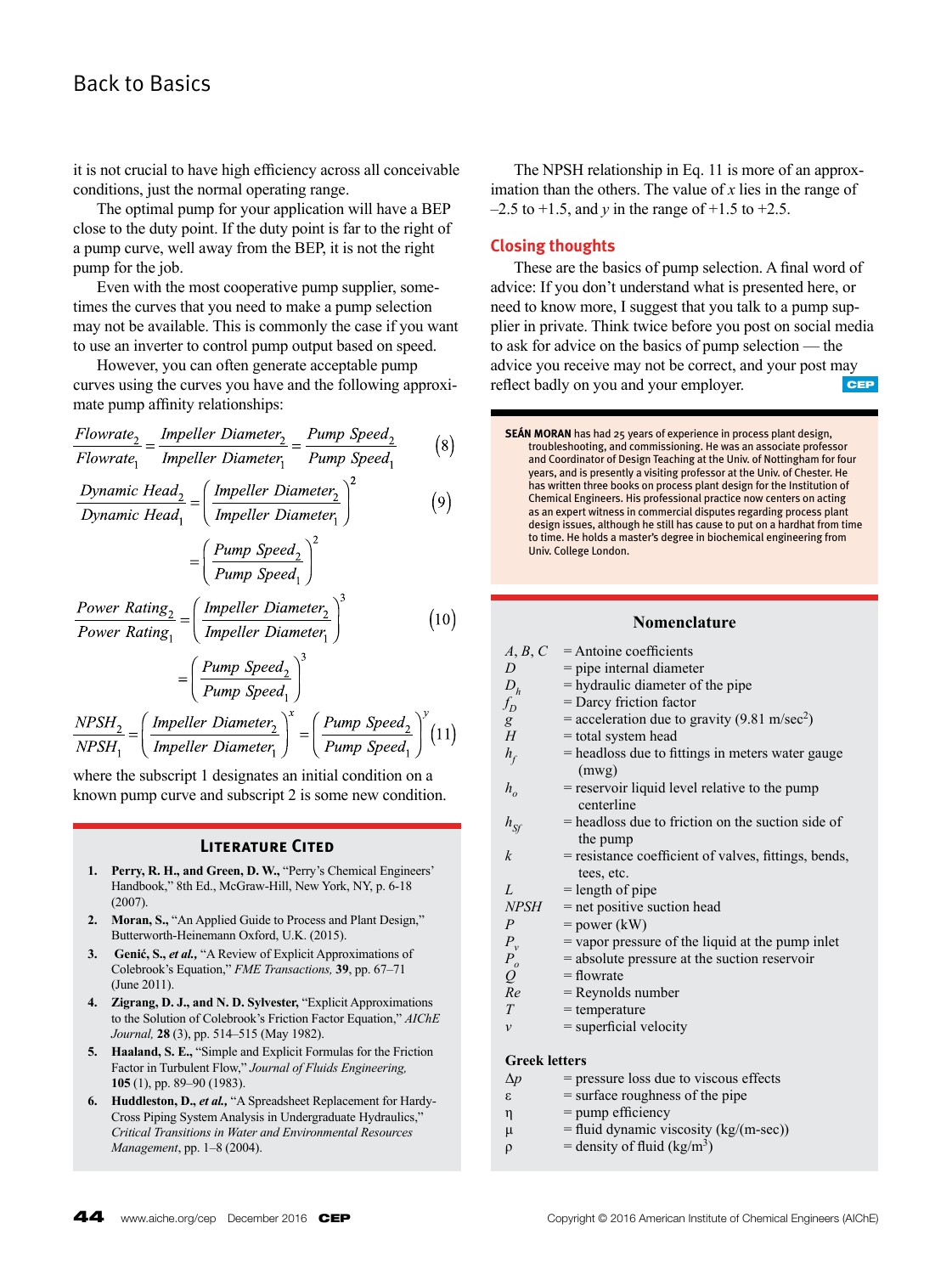it is not crucial to have high efficiency across all conceivable conditions, just the normal operating range.

The optimal pump for your application will have a BEP close to the duty point. If the duty point is far to the right of a pump curve, well away from the BEP, it is not the right pump for the job.

Even with the most cooperative pump supplier, sometimes the curves that you need to make a pump selection may not be available. This is commonly the case if you want to use an inverter to control pump output based on speed.

However, you can often generate acceptable pump curves using the curves you have and the following approximate pump affinity relationships:

$$\frac{Flowrate_2}{Flowrate_1} = \frac{Impeller\ Diameter_2}{Impeller\ Diameter_1} = \frac{Pump\ Speed_2}{Pump\ Speed_1} \tag{8}$$

$$\frac{Dynamic\ Head_2}{Dynamic\ Head_1} = \left(\frac{Impeller\ Diameter_2}{Impeller\ Diameter_1}\right)^2 = \left(\frac{Pump\ Speed_2}{Pump\ Speed_1}\right)^2 \tag{9}$$

$$\frac{Power\ Rating_2}{Power\ Rating_1} = \left(\frac{Impeller\ Diameter_2}{Impeller\ Diameter_1}\right)^3 = \left(\frac{Pump\ Speed_2}{Pump\ Speed_1}\right)^3 \tag{10}$$

$$\frac{NPSH_2}{NPSH_1} = \left(\frac{Impeller\ Diameter_2}{Impeller\ Diameter_1}\right)^x = \left(\frac{Pump\ Speed_2}{Pump\ Speed_1}\right)^y \tag{11}$$

where the subscript 1 designates an initial condition on a known pump curve and subscript 2 is some new condition.

The NPSH relationship in Eq. 11 is more of an approximation than the others. The value of $x$ lies in the range of –2.5 to +1.5, and $y$ in the range of +1.5 to +2.5.

## Closing thoughts

These are the basics of pump selection. A final word of advice: If you don't understand what is presented here, or need to know more, I suggest that you talk to a pump supplier in private. Think twice before you post on social media to ask for advice on the basics of pump selection — the advice you receive may not be correct, and your post may reflect badly on you and your employer.

**SEÁN MORAN** has had 25 years of experience in process plant design, troubleshooting, and commissioning. He was an associate professor and Coordinator of Design Teaching at the Univ. of Nottingham for four years, and is presently a visiting professor at the Univ. of Chester. He has written three books on process plant design for the Institution of Chemical Engineers. His professional practice now centers on acting as an expert witness in commercial disputes regarding process plant design issues, although he still has cause to put on a hardhat from time to time. He holds a master's degree in biochemical engineering from Univ. College London.

## Literature Cited

1. **Perry, R. H., and Green, D. W.,** "Perry's Chemical Engineers' Handbook," 8th Ed., McGraw-Hill, New York, NY, p. 6-18 (2007).
2. **Moran, S.,** "An Applied Guide to Process and Plant Design," Butterworth-Heinemann Oxford, U.K. (2015).
3. **Genić, S., *et al.*,** "A Review of Explicit Approximations of Colebrook's Equation," *FME Transactions,* **39**, pp. 67–71 (June 2011).
4. **Zigrang, D. J., and N. D. Sylvester,** "Explicit Approximations to the Solution of Colebrook's Friction Factor Equation," *AIChE Journal,* **28** (3), pp. 514–515 (May 1982).
5. **Haaland, S. E.,** "Simple and Explicit Formulas for the Friction Factor in Turbulent Flow," *Journal of Fluids Engineering,* **105** (1), pp. 89–90 (1983).
6. **Huddleston, D., *et al.*,** "A Spreadsheet Replacement for Hardy-Cross Piping System Analysis in Undergraduate Hydraulics," *Critical Transitions in Water and Environmental Resources Management*, pp. 1–8 (2004).

## Nomenclature

- $A, B, C$ = Antoine coefficients
- $D$ = pipe internal diameter
- $D_h$ = hydraulic diameter of the pipe
- $f_D$ = Darcy friction factor
- $g$ = acceleration due to gravity (9.81 m/sec$^2$)
- $H$ = total system head
- $h_f$ = headloss due to fittings in meters water gauge (mwg)
- $h_o$ = reservoir liquid level relative to the pump centerline
- $h_{Sf}$ = headloss due to friction on the suction side of the pump
- $k$ = resistance coefficient of valves, fittings, bends, tees, etc.
- $L$ = length of pipe
- $NPSH$ = net positive suction head
- $P$ = power (kW)
- $P_v$ = vapor pressure of the liquid at the pump inlet
- $P_o$ = absolute pressure at the suction reservoir
- $Q$ = flowrate
- $Re$ = Reynolds number
- $T$ = temperature
- $v$ = superficial velocity

### Greek letters

- $\Delta p$ = pressure loss due to viscous effects
- $\varepsilon$ = surface roughness of the pipe
- $\eta$ = pump efficiency
- $\mu$ = fluid dynamic viscosity (kg/(m-sec))
- $\rho$ = density of fluid (kg/m$^3$)